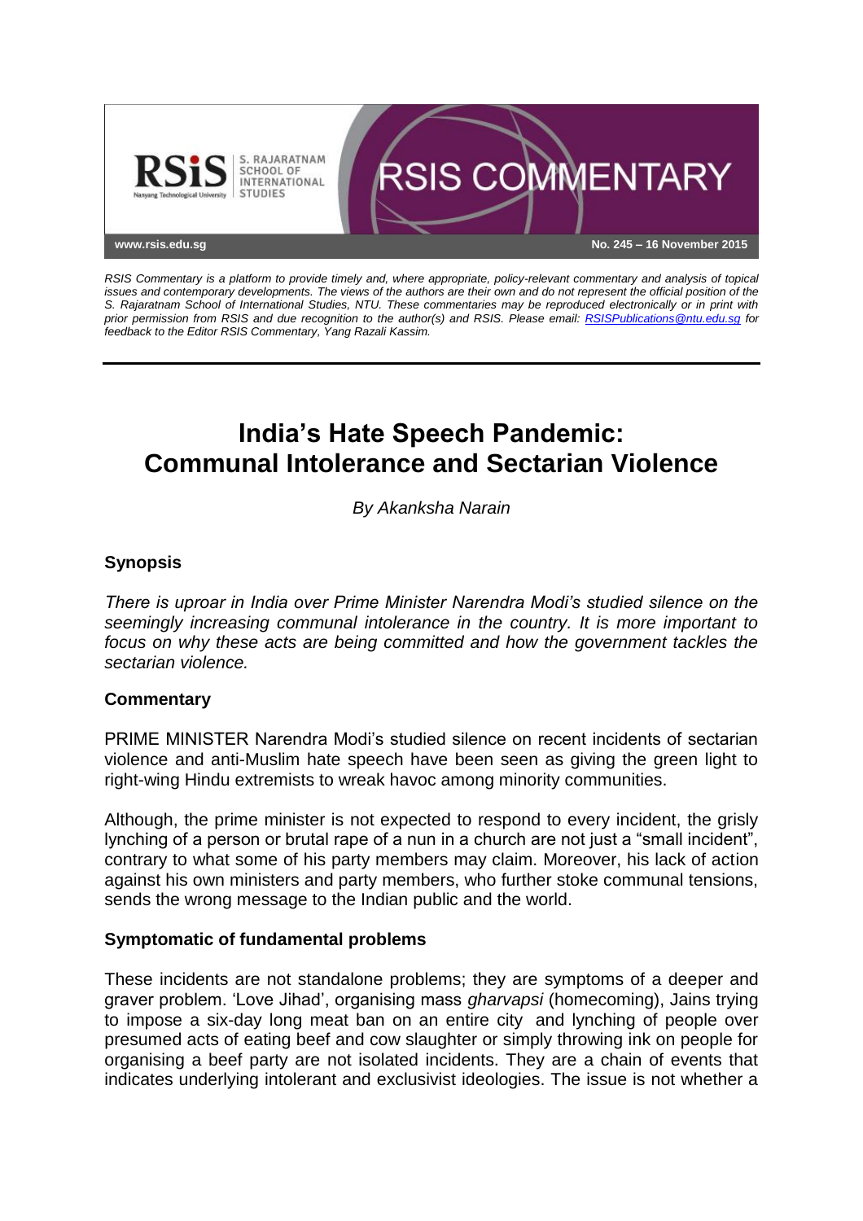RSIS Commentary is a platform to provide timely and, where appropriate, policy-relevant commentary and analysis of topical issues and contemporary developments. The views of the authors are their own and do not represent the official position of the S. Rajaratnam School of International Studies, NTU. These commentaries may be reproduced electronically or in print with prior permission from RSIS and due recognition to the author(s) and RSIS. Please email: RSISPublications@ntu.edu.sg for feedback to the Editor RSIS Commentary, Yang Razali Kassim.

*No. 245 – 16 November 2015*

# India's Hate Speech Pandemic: Communal Intolerance and Sectarian Violence

*By Akanksha Narain*

## Synopsis

*There is uproar in India over Prime Minister Narendra Modi's studied silence on the seemingly increasing communal intolerance in the country. It is more important to focus on why these acts are being committed and how the government tackles the sectarian violence.*

## Commentary

PRIME MINISTER Narendra Modi's studied silence on recent incidents of sectarian violence and anti-Muslim hate speech have been seen as giving the green light to right-wing Hindu extremists to wreak havoc among minority communities.

Although, the prime minister is not expected to respond to every incident, the grisly lynching of a person or brutal rape of a nun in a church are not just a "small incident", contrary to what some of his party members may claim. Moreover, his lack of action against his own ministers and party members, who further stoke communal tensions, sends the wrong message to the Indian public and the world.

### Symptomatic of fundamental problems

These incidents are not standalone problems; they are symptoms of a deeper and graver problem. 'Love Jihad', organising mass *gharvapsi* (homecoming), Jains trying to impose a six-day long meat ban on an entire city and lynching of people over presumed acts of eating beef and cow slaughter or simply throwing ink on people for organising a beef party are not isolated incidents. They are a chain of events that indicates underlying intolerant and exclusivist ideologies. The issue is not whether a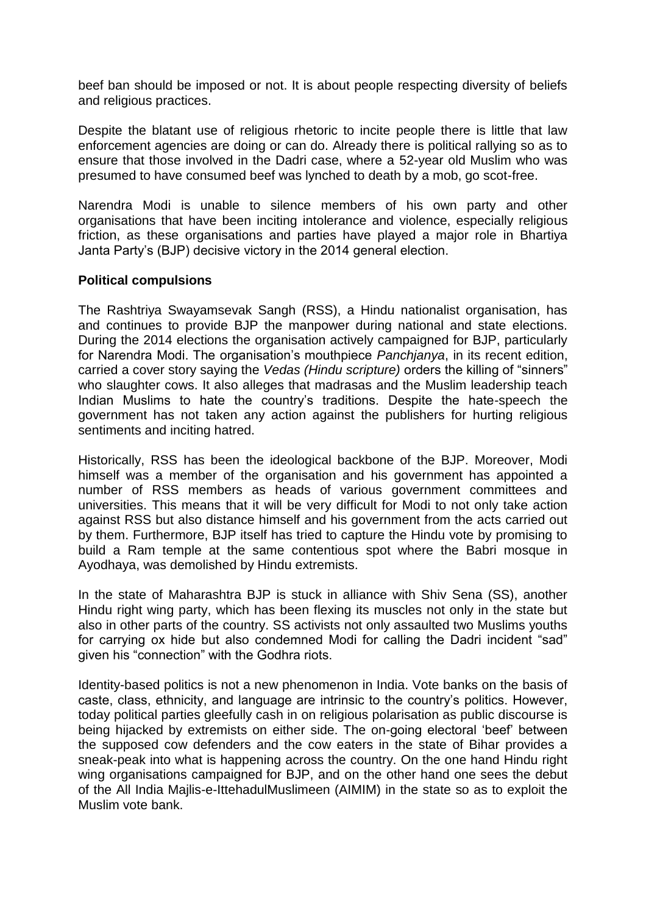beef ban should be imposed or not. It is about people respecting diversity of beliefs and religious practices.

Despite the blatant use of religious rhetoric to incite people there is little that law enforcement agencies are doing or can do. Already there is political rallying so as to ensure that those involved in the Dadri case, where a 52-year old Muslim who was presumed to have consumed beef was lynched to death by a mob, go scot-free.

Narendra Modi is unable to silence members of his own party and other organisations that have been inciting intolerance and violence, especially religious friction, as these organisations and parties have played a major role in Bhartiya Janta Party's (BJP) decisive victory in the 2014 general election.

**Political compulsions**

The Rashtriya Swayamsevak Sangh (RSS), a Hindu nationalist organisation, has and continues to provide BJP the manpower during national and state elections. During the 2014 elections the organisation actively campaigned for BJP, particularly for Narendra Modi. The organisation's mouthpiece *Panchjanya*, in its recent edition, carried a cover story saying the *Vedas (Hindu scripture)* orders the killing of "sinners" who slaughter cows. It also alleges that madrasas and the Muslim leadership teach Indian Muslims to hate the country's traditions. Despite the hate-speech the government has not taken any action against the publishers for hurting religious sentiments and inciting hatred.

Historically, RSS has been the ideological backbone of the BJP. Moreover, Modi himself was a member of the organisation and his government has appointed a number of RSS members as heads of various government committees and universities. This means that it will be very difficult for Modi to not only take action against RSS but also distance himself and his government from the acts carried out by them. Furthermore, BJP itself has tried to capture the Hindu vote by promising to build a Ram temple at the same contentious spot where the Babri mosque in Ayodhaya, was demolished by Hindu extremists.

In the state of Maharashtra BJP is stuck in alliance with Shiv Sena (SS), another Hindu right wing party, which has been flexing its muscles not only in the state but also in other parts of the country. SS activists not only assaulted two Muslims youths for carrying ox hide but also condemned Modi for calling the Dadri incident "sad" given his "connection" with the Godhra riots.

Identity-based politics is not a new phenomenon in India. Vote banks on the basis of caste, class, ethnicity, and language are intrinsic to the country's politics. However, today political parties gleefully cash in on religious polarisation as public discourse is being hijacked by extremists on either side. The on-going electoral 'beef' between the supposed cow defenders and the cow eaters in the state of Bihar provides a sneak-peak into what is happening across the country. On the one hand Hindu right wing organisations campaigned for BJP, and on the other hand one sees the debut of the All India Majlis-e-IttehadulMuslimeen (AIMIM) in the state so as to exploit the Muslim vote bank.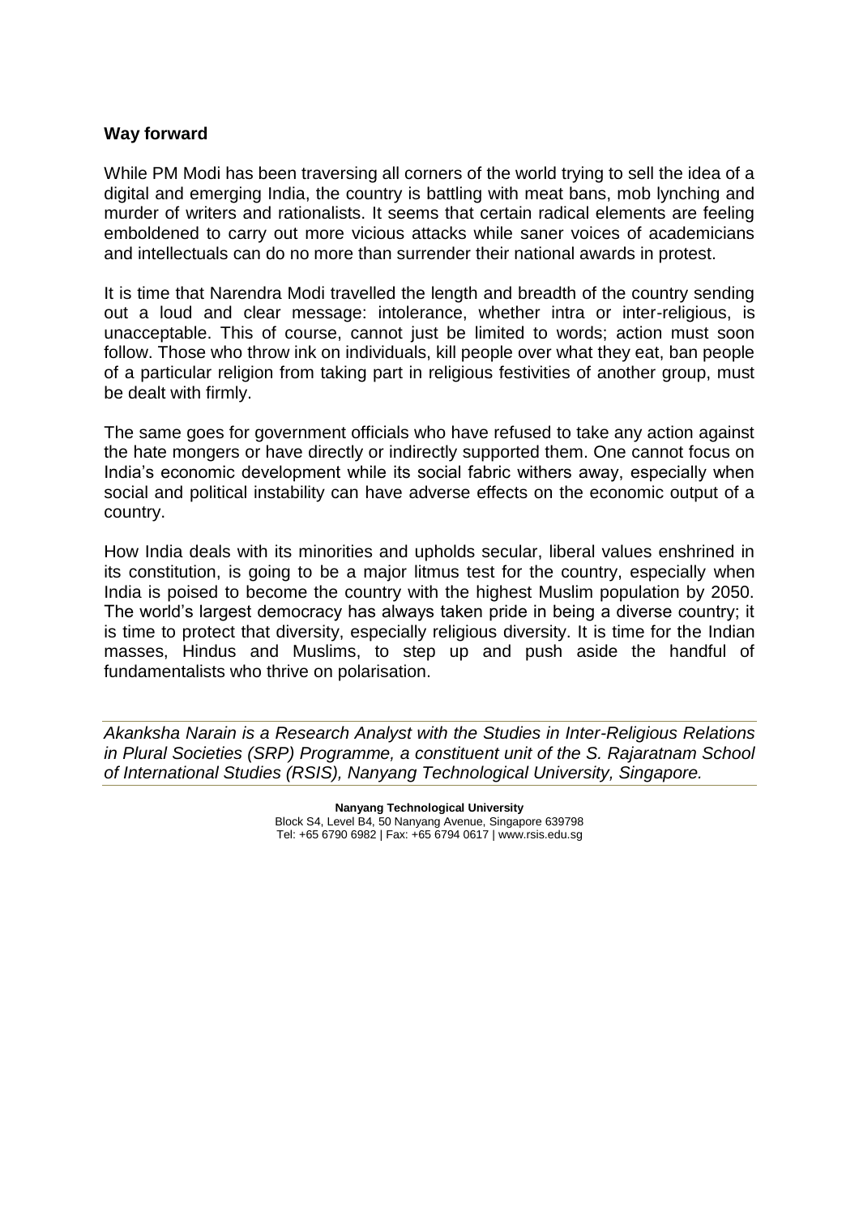**Way forward**

While PM Modi has been traversing all corners of the world trying to sell the idea of a digital and emerging India, the country is battling with meat bans, mob lynching and murder of writers and rationalists. It seems that certain radical elements are feeling emboldened to carry out more vicious attacks while saner voices of academicians and intellectuals can do no more than surrender their national awards in protest.

It is time that Narendra Modi travelled the length and breadth of the country sending out a loud and clear message: intolerance, whether intra or inter-religious, is unacceptable. This of course, cannot just be limited to words; action must soon follow. Those who throw ink on individuals, kill people over what they eat, ban people of a particular religion from taking part in religious festivities of another group, must be dealt with firmly.

The same goes for government officials who have refused to take any action against the hate mongers or have directly or indirectly supported them. One cannot focus on India's economic development while its social fabric withers away, especially when social and political instability can have adverse effects on the economic output of a country.

How India deals with its minorities and upholds secular, liberal values enshrined in its constitution, is going to be a major litmus test for the country, especially when India is poised to become the country with the highest Muslim population by 2050. The world's largest democracy has always taken pride in being a diverse country; it is time to protect that diversity, especially religious diversity. It is time for the Indian masses, Hindus and Muslims, to step up and push aside the handful of fundamentalists who thrive on polarisation.

---

*Akanksha Narain is a Research Analyst with the Studies in Inter-Religious Relations in Plural Societies (SRP) Programme, a constituent unit of the S. Rajaratnam School of International Studies (RSIS), Nanyang Technological University, Singapore.*

---

**Nanyang Technological University**
Block S4, Level B4, 50 Nanyang Avenue, Singapore 639798
Tel: +65 6790 6982 | Fax: +65 6794 0617 | www.rsis.edu.sg